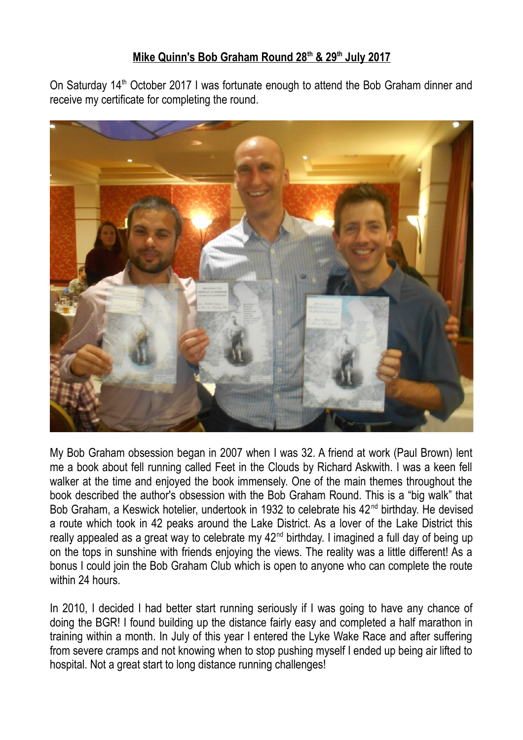# Mike Quinn's Bob Graham Round 28th & 29th July 2017

On Saturday 14th October 2017 I was fortunate enough to attend the Bob Graham dinner and receive my certificate for completing the round.

My Bob Graham obsession began in 2007 when I was 32. A friend at work (Paul Brown) lent me a book about fell running called Feet in the Clouds by Richard Askwith. I was a keen fell walker at the time and enjoyed the book immensely. One of the main themes throughout the book described the author's obsession with the Bob Graham Round. This is a "big walk" that Bob Graham, a Keswick hotelier, undertook in 1932 to celebrate his 42nd birthday. He devised a route which took in 42 peaks around the Lake District. As a lover of the Lake District this really appealed as a great way to celebrate my 42nd birthday. I imagined a full day of being up on the tops in sunshine with friends enjoying the views. The reality was a little different! As a bonus I could join the Bob Graham Club which is open to anyone who can complete the route within 24 hours.

In 2010, I decided I had better start running seriously if I was going to have any chance of doing the BGR! I found building up the distance fairly easy and completed a half marathon in training within a month. In July of this year I entered the Lyke Wake Race and after suffering from severe cramps and not knowing when to stop pushing myself I ended up being air lifted to hospital. Not a great start to long distance running challenges!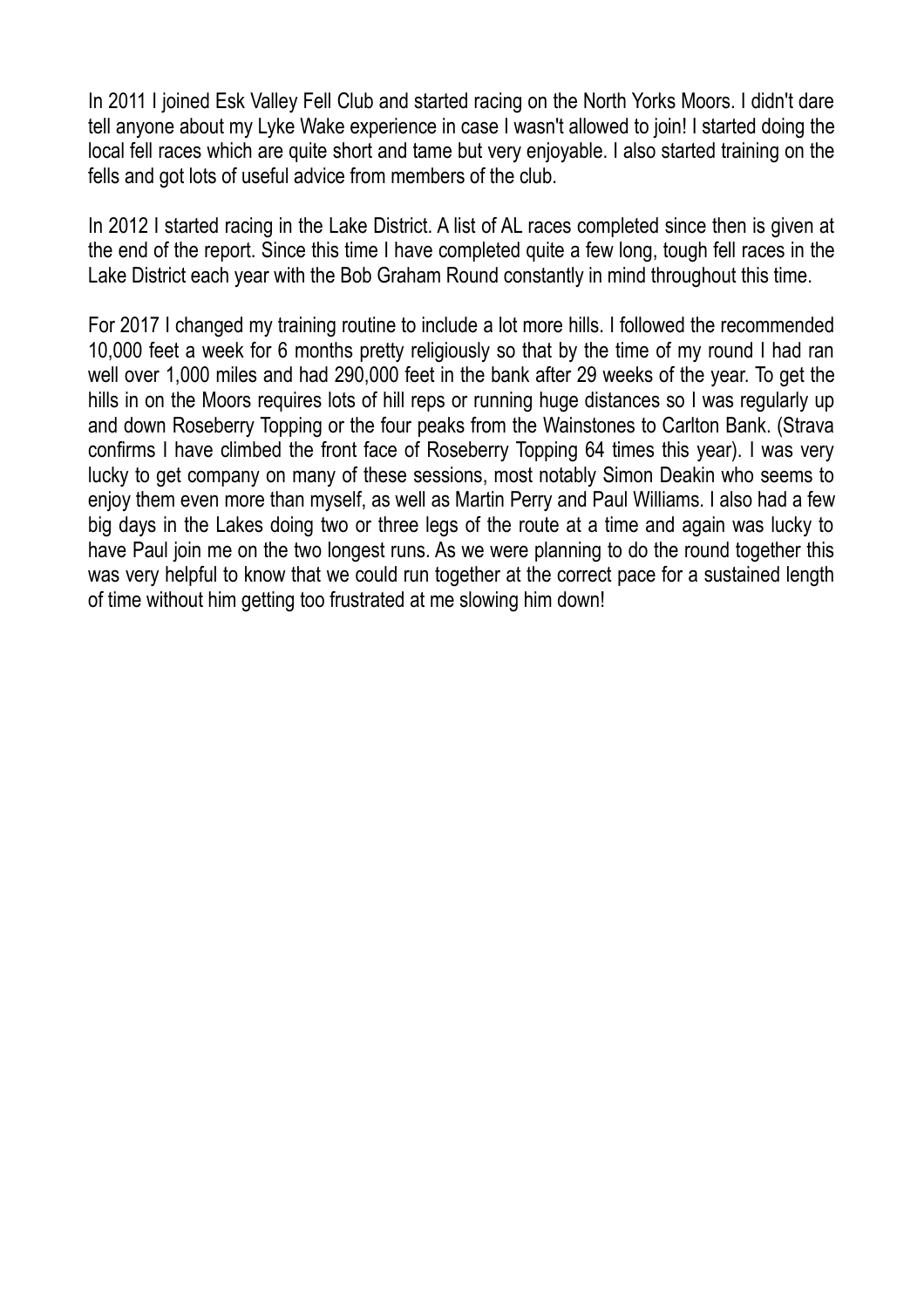In 2011 I joined Esk Valley Fell Club and started racing on the North Yorks Moors. I didn't dare tell anyone about my Lyke Wake experience in case I wasn't allowed to join! I started doing the local fell races which are quite short and tame but very enjoyable. I also started training on the fells and got lots of useful advice from members of the club.

In 2012 I started racing in the Lake District. A list of AL races completed since then is given at the end of the report. Since this time I have completed quite a few long, tough fell races in the Lake District each year with the Bob Graham Round constantly in mind throughout this time.

For 2017 I changed my training routine to include a lot more hills. I followed the recommended 10,000 feet a week for 6 months pretty religiously so that by the time of my round I had ran well over 1,000 miles and had 290,000 feet in the bank after 29 weeks of the year. To get the hills in on the Moors requires lots of hill reps or running huge distances so I was regularly up and down Roseberry Topping or the four peaks from the Wainstones to Carlton Bank. (Strava confirms I have climbed the front face of Roseberry Topping 64 times this year). I was very lucky to get company on many of these sessions, most notably Simon Deakin who seems to enjoy them even more than myself, as well as Martin Perry and Paul Williams. I also had a few big days in the Lakes doing two or three legs of the route at a time and again was lucky to have Paul join me on the two longest runs. As we were planning to do the round together this was very helpful to know that we could run together at the correct pace for a sustained length of time without him getting too frustrated at me slowing him down!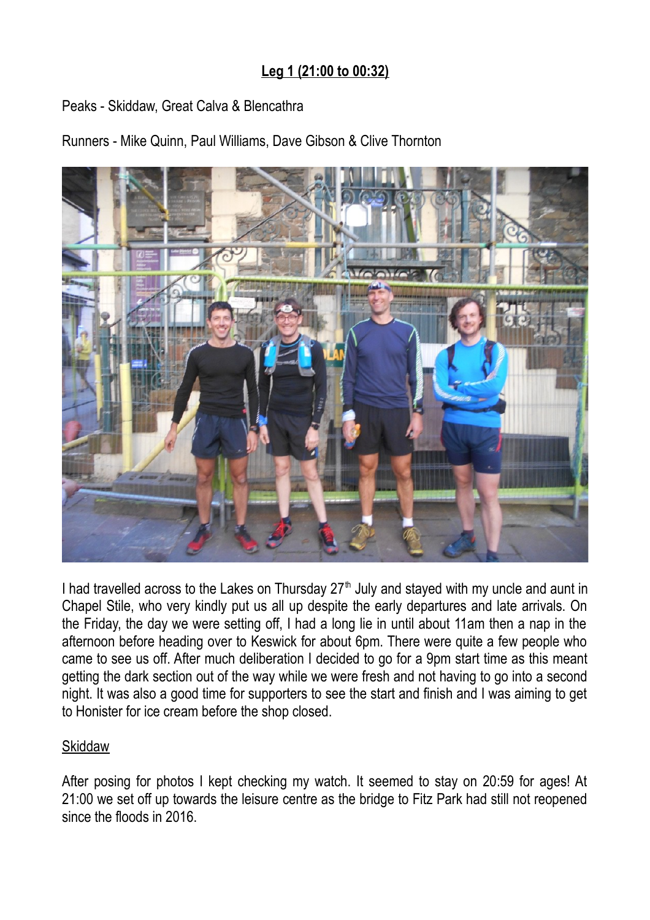## Leg 1 (21:00 to 00:32)

Peaks - Skiddaw, Great Calva & Blencathra

Runners - Mike Quinn, Paul Williams, Dave Gibson & Clive Thornton

I had travelled across to the Lakes on Thursday 27th July and stayed with my uncle and aunt in Chapel Stile, who very kindly put us all up despite the early departures and late arrivals. On the Friday, the day we were setting off, I had a long lie in until about 11am then a nap in the afternoon before heading over to Keswick for about 6pm. There were quite a few people who came to see us off. After much deliberation I decided to go for a 9pm start time as this meant getting the dark section out of the way while we were fresh and not having to go into a second night. It was also a good time for supporters to see the start and finish and I was aiming to get to Honister for ice cream before the shop closed.

### Skiddaw

After posing for photos I kept checking my watch. It seemed to stay on 20:59 for ages! At 21:00 we set off up towards the leisure centre as the bridge to Fitz Park had still not reopened since the floods in 2016.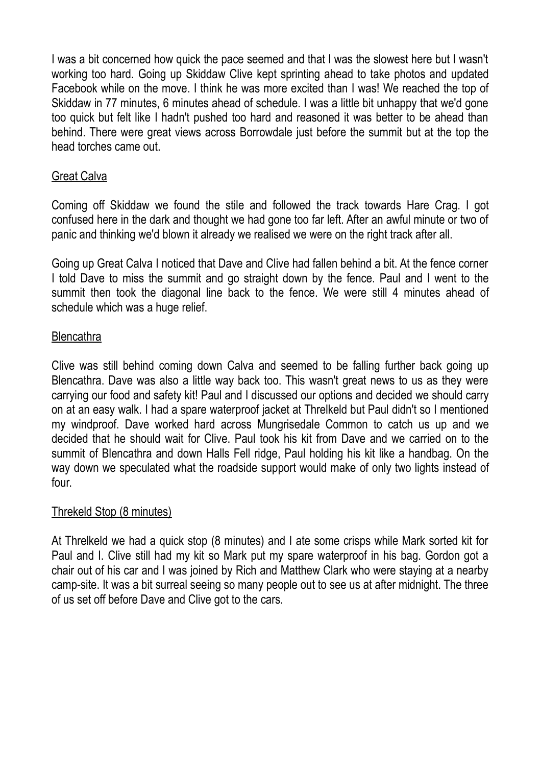I was a bit concerned how quick the pace seemed and that I was the slowest here but I wasn't working too hard. Going up Skiddaw Clive kept sprinting ahead to take photos and updated Facebook while on the move. I think he was more excited than I was! We reached the top of Skiddaw in 77 minutes, 6 minutes ahead of schedule. I was a little bit unhappy that we'd gone too quick but felt like I hadn't pushed too hard and reasoned it was better to be ahead than behind. There were great views across Borrowdale just before the summit but at the top the head torches came out.

## Great Calva

Coming off Skiddaw we found the stile and followed the track towards Hare Crag. I got confused here in the dark and thought we had gone too far left. After an awful minute or two of panic and thinking we'd blown it already we realised we were on the right track after all.

Going up Great Calva I noticed that Dave and Clive had fallen behind a bit. At the fence corner I told Dave to miss the summit and go straight down by the fence. Paul and I went to the summit then took the diagonal line back to the fence. We were still 4 minutes ahead of schedule which was a huge relief.

## Blencathra

Clive was still behind coming down Calva and seemed to be falling further back going up Blencathra. Dave was also a little way back too. This wasn't great news to us as they were carrying our food and safety kit! Paul and I discussed our options and decided we should carry on at an easy walk. I had a spare waterproof jacket at Threlkeld but Paul didn't so I mentioned my windproof. Dave worked hard across Mungrisedale Common to catch us up and we decided that he should wait for Clive. Paul took his kit from Dave and we carried on to the summit of Blencathra and down Halls Fell ridge, Paul holding his kit like a handbag. On the way down we speculated what the roadside support would make of only two lights instead of four.

## Threkeld Stop (8 minutes)

At Threlkeld we had a quick stop (8 minutes) and I ate some crisps while Mark sorted kit for Paul and I. Clive still had my kit so Mark put my spare waterproof in his bag. Gordon got a chair out of his car and I was joined by Rich and Matthew Clark who were staying at a nearby camp-site. It was a bit surreal seeing so many people out to see us at after midnight. The three of us set off before Dave and Clive got to the cars.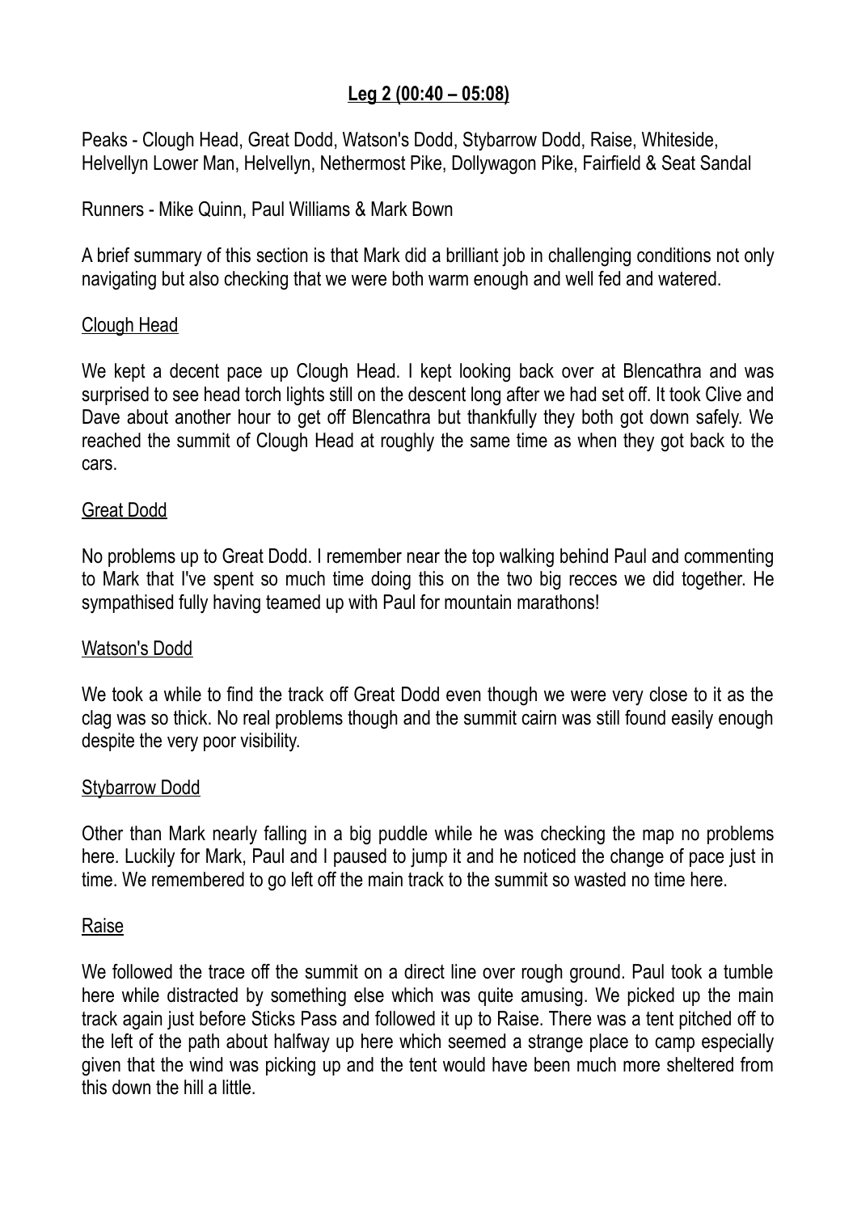## Leg 2 (00:40 – 05:08)

Peaks - Clough Head, Great Dodd, Watson's Dodd, Stybarrow Dodd, Raise, Whiteside, Helvellyn Lower Man, Helvellyn, Nethermost Pike, Dollywagon Pike, Fairfield & Seat Sandal

Runners - Mike Quinn, Paul Williams & Mark Bown

A brief summary of this section is that Mark did a brilliant job in challenging conditions not only navigating but also checking that we were both warm enough and well fed and watered.

### Clough Head

We kept a decent pace up Clough Head. I kept looking back over at Blencathra and was surprised to see head torch lights still on the descent long after we had set off. It took Clive and Dave about another hour to get off Blencathra but thankfully they both got down safely. We reached the summit of Clough Head at roughly the same time as when they got back to the cars.

### Great Dodd

No problems up to Great Dodd. I remember near the top walking behind Paul and commenting to Mark that I've spent so much time doing this on the two big recces we did together. He sympathised fully having teamed up with Paul for mountain marathons!

### Watson's Dodd

We took a while to find the track off Great Dodd even though we were very close to it as the clag was so thick. No real problems though and the summit cairn was still found easily enough despite the very poor visibility.

### Stybarrow Dodd

Other than Mark nearly falling in a big puddle while he was checking the map no problems here. Luckily for Mark, Paul and I paused to jump it and he noticed the change of pace just in time. We remembered to go left off the main track to the summit so wasted no time here.

### Raise

We followed the trace off the summit on a direct line over rough ground. Paul took a tumble here while distracted by something else which was quite amusing. We picked up the main track again just before Sticks Pass and followed it up to Raise. There was a tent pitched off to the left of the path about halfway up here which seemed a strange place to camp especially given that the wind was picking up and the tent would have been much more sheltered from this down the hill a little.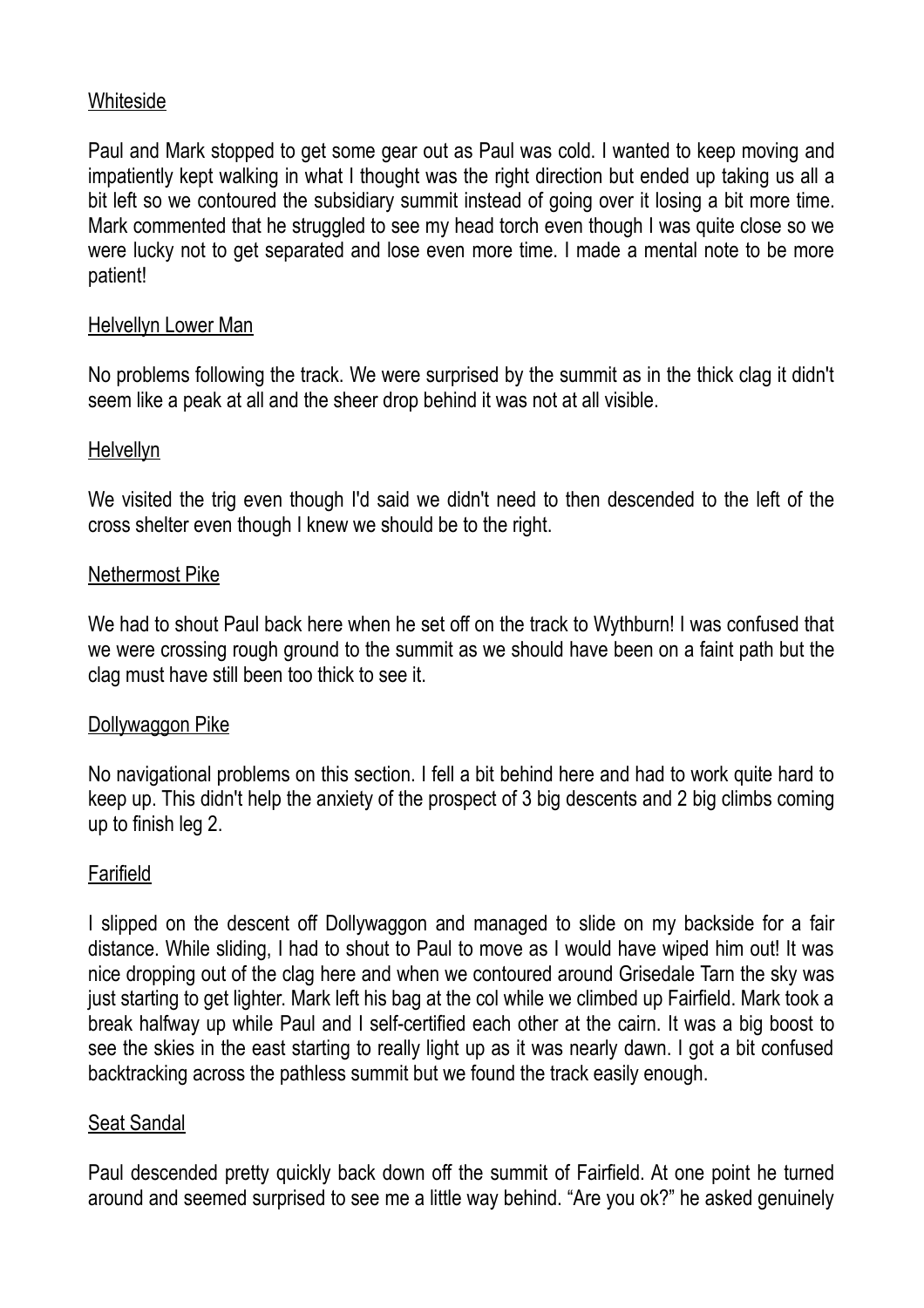## Whiteside

Paul and Mark stopped to get some gear out as Paul was cold. I wanted to keep moving and impatiently kept walking in what I thought was the right direction but ended up taking us all a bit left so we contoured the subsidiary summit instead of going over it losing a bit more time. Mark commented that he struggled to see my head torch even though I was quite close so we were lucky not to get separated and lose even more time. I made a mental note to be more patient!

## Helvellyn Lower Man

No problems following the track. We were surprised by the summit as in the thick clag it didn't seem like a peak at all and the sheer drop behind it was not at all visible.

## Helvellyn

We visited the trig even though I'd said we didn't need to then descended to the left of the cross shelter even though I knew we should be to the right.

## Nethermost Pike

We had to shout Paul back here when he set off on the track to Wythburn! I was confused that we were crossing rough ground to the summit as we should have been on a faint path but the clag must have still been too thick to see it.

## Dollywaggon Pike

No navigational problems on this section. I fell a bit behind here and had to work quite hard to keep up. This didn't help the anxiety of the prospect of 3 big descents and 2 big climbs coming up to finish leg 2.

## Farifield

I slipped on the descent off Dollywaggon and managed to slide on my backside for a fair distance. While sliding, I had to shout to Paul to move as I would have wiped him out! It was nice dropping out of the clag here and when we contoured around Grisedale Tarn the sky was just starting to get lighter. Mark left his bag at the col while we climbed up Fairfield. Mark took a break halfway up while Paul and I self-certified each other at the cairn. It was a big boost to see the skies in the east starting to really light up as it was nearly dawn. I got a bit confused backtracking across the pathless summit but we found the track easily enough.

## Seat Sandal

Paul descended pretty quickly back down off the summit of Fairfield. At one point he turned around and seemed surprised to see me a little way behind. "Are you ok?" he asked genuinely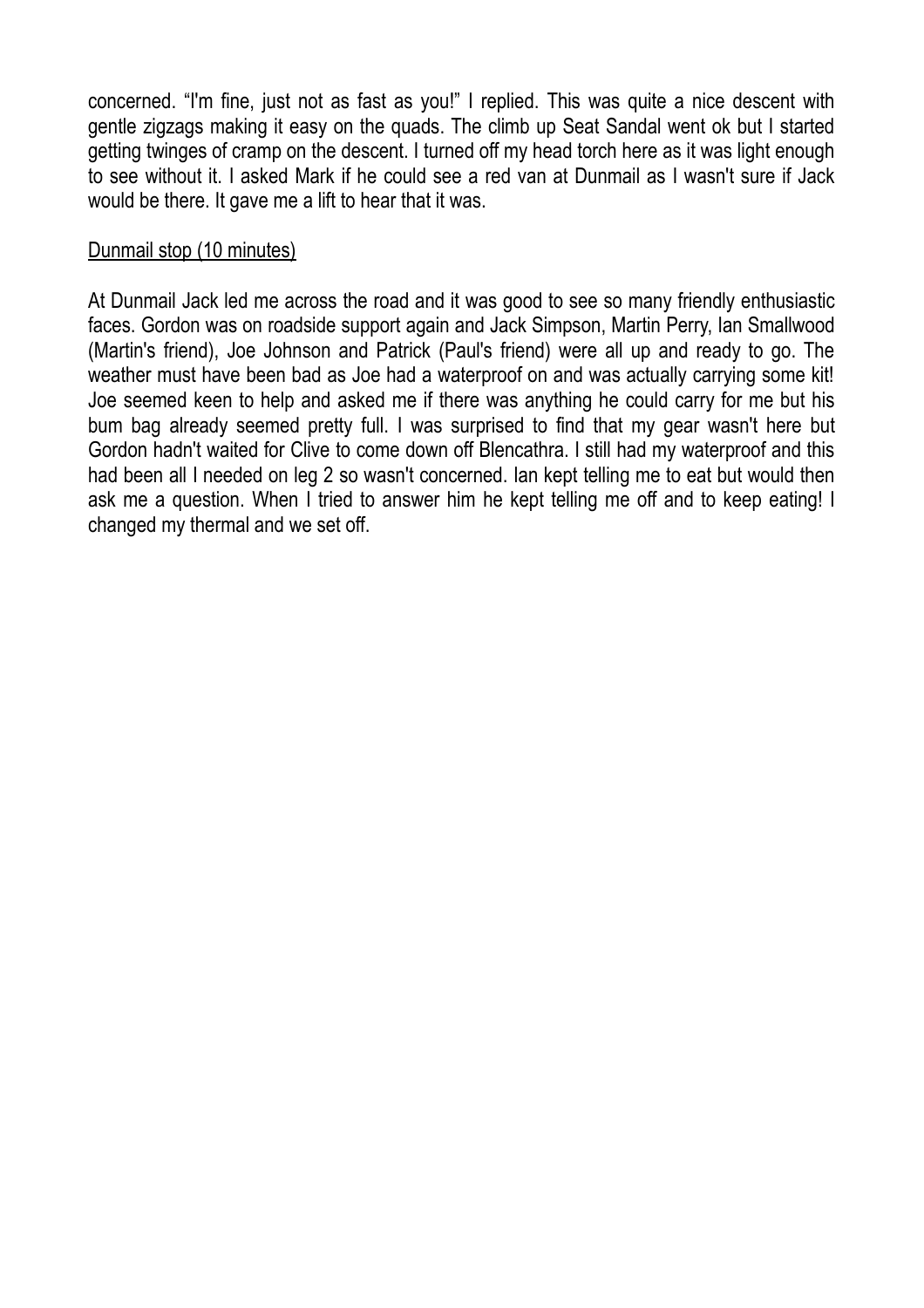concerned. “I'm fine, just not as fast as you!” I replied. This was quite a nice descent with gentle zigzags making it easy on the quads. The climb up Seat Sandal went ok but I started getting twinges of cramp on the descent. I turned off my head torch here as it was light enough to see without it. I asked Mark if he could see a red van at Dunmail as I wasn't sure if Jack would be there. It gave me a lift to hear that it was.

<u>Dunmail stop (10 minutes)</u>

At Dunmail Jack led me across the road and it was good to see so many friendly enthusiastic faces. Gordon was on roadside support again and Jack Simpson, Martin Perry, Ian Smallwood (Martin's friend), Joe Johnson and Patrick (Paul's friend) were all up and ready to go. The weather must have been bad as Joe had a waterproof on and was actually carrying some kit! Joe seemed keen to help and asked me if there was anything he could carry for me but his bum bag already seemed pretty full. I was surprised to find that my gear wasn't here but Gordon hadn't waited for Clive to come down off Blencathra. I still had my waterproof and this had been all I needed on leg 2 so wasn't concerned. Ian kept telling me to eat but would then ask me a question. When I tried to answer him he kept telling me off and to keep eating! I changed my thermal and we set off.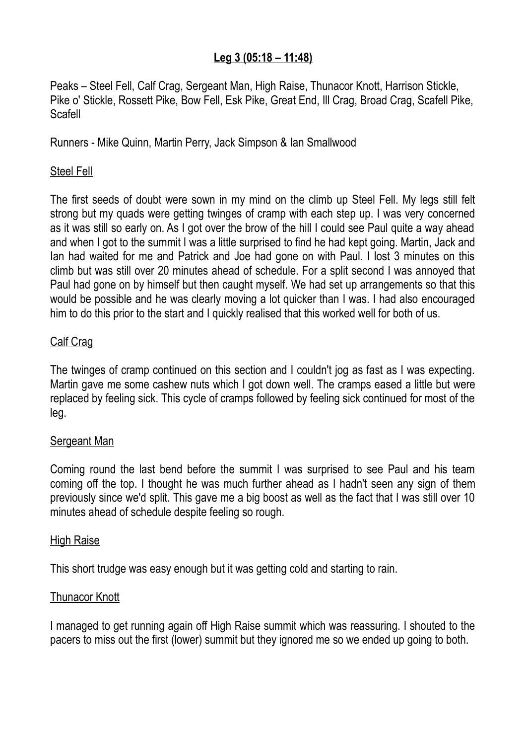## Leg 3 (05:18 – 11:48)

Peaks – Steel Fell, Calf Crag, Sergeant Man, High Raise, Thunacor Knott, Harrison Stickle, Pike o' Stickle, Rossett Pike, Bow Fell, Esk Pike, Great End, Ill Crag, Broad Crag, Scafell Pike, Scafell

Runners - Mike Quinn, Martin Perry, Jack Simpson & Ian Smallwood

### Steel Fell

The first seeds of doubt were sown in my mind on the climb up Steel Fell. My legs still felt strong but my quads were getting twinges of cramp with each step up. I was very concerned as it was still so early on. As I got over the brow of the hill I could see Paul quite a way ahead and when I got to the summit I was a little surprised to find he had kept going. Martin, Jack and Ian had waited for me and Patrick and Joe had gone on with Paul. I lost 3 minutes on this climb but was still over 20 minutes ahead of schedule. For a split second I was annoyed that Paul had gone on by himself but then caught myself. We had set up arrangements so that this would be possible and he was clearly moving a lot quicker than I was. I had also encouraged him to do this prior to the start and I quickly realised that this worked well for both of us.

### Calf Crag

The twinges of cramp continued on this section and I couldn't jog as fast as I was expecting. Martin gave me some cashew nuts which I got down well. The cramps eased a little but were replaced by feeling sick. This cycle of cramps followed by feeling sick continued for most of the leg.

### Sergeant Man

Coming round the last bend before the summit I was surprised to see Paul and his team coming off the top. I thought he was much further ahead as I hadn't seen any sign of them previously since we'd split. This gave me a big boost as well as the fact that I was still over 10 minutes ahead of schedule despite feeling so rough.

### High Raise

This short trudge was easy enough but it was getting cold and starting to rain.

### Thunacor Knott

I managed to get running again off High Raise summit which was reassuring. I shouted to the pacers to miss out the first (lower) summit but they ignored me so we ended up going to both.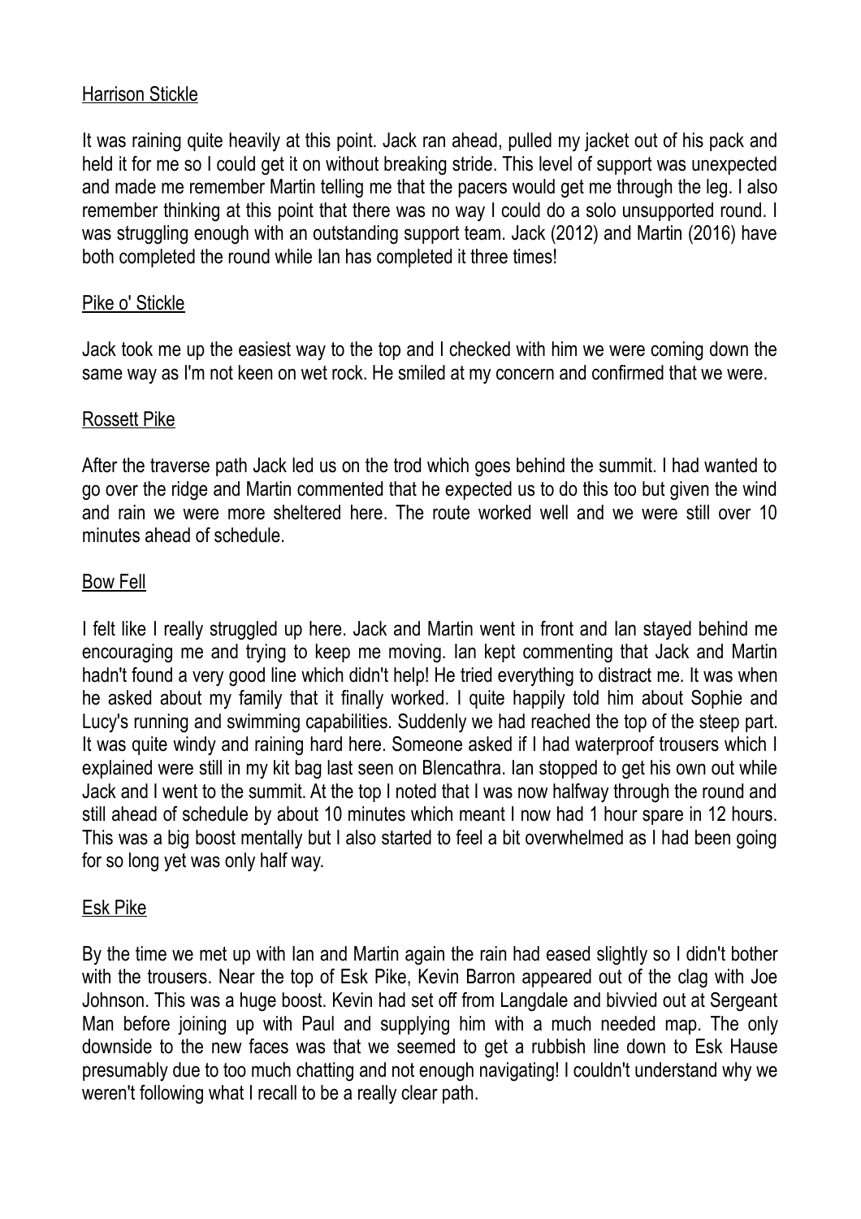## Harrison Stickle

It was raining quite heavily at this point. Jack ran ahead, pulled my jacket out of his pack and held it for me so I could get it on without breaking stride. This level of support was unexpected and made me remember Martin telling me that the pacers would get me through the leg. I also remember thinking at this point that there was no way I could do a solo unsupported round. I was struggling enough with an outstanding support team. Jack (2012) and Martin (2016) have both completed the round while Ian has completed it three times!

## Pike o' Stickle

Jack took me up the easiest way to the top and I checked with him we were coming down the same way as I'm not keen on wet rock. He smiled at my concern and confirmed that we were.

## Rossett Pike

After the traverse path Jack led us on the trod which goes behind the summit. I had wanted to go over the ridge and Martin commented that he expected us to do this too but given the wind and rain we were more sheltered here. The route worked well and we were still over 10 minutes ahead of schedule.

## Bow Fell

I felt like I really struggled up here. Jack and Martin went in front and Ian stayed behind me encouraging me and trying to keep me moving. Ian kept commenting that Jack and Martin hadn't found a very good line which didn't help! He tried everything to distract me. It was when he asked about my family that it finally worked. I quite happily told him about Sophie and Lucy's running and swimming capabilities. Suddenly we had reached the top of the steep part. It was quite windy and raining hard here. Someone asked if I had waterproof trousers which I explained were still in my kit bag last seen on Blencathra. Ian stopped to get his own out while Jack and I went to the summit. At the top I noted that I was now halfway through the round and still ahead of schedule by about 10 minutes which meant I now had 1 hour spare in 12 hours. This was a big boost mentally but I also started to feel a bit overwhelmed as I had been going for so long yet was only half way.

## Esk Pike

By the time we met up with Ian and Martin again the rain had eased slightly so I didn't bother with the trousers. Near the top of Esk Pike, Kevin Barron appeared out of the clag with Joe Johnson. This was a huge boost. Kevin had set off from Langdale and bivvied out at Sergeant Man before joining up with Paul and supplying him with a much needed map. The only downside to the new faces was that we seemed to get a rubbish line down to Esk Hause presumably due to too much chatting and not enough navigating! I couldn't understand why we weren't following what I recall to be a really clear path.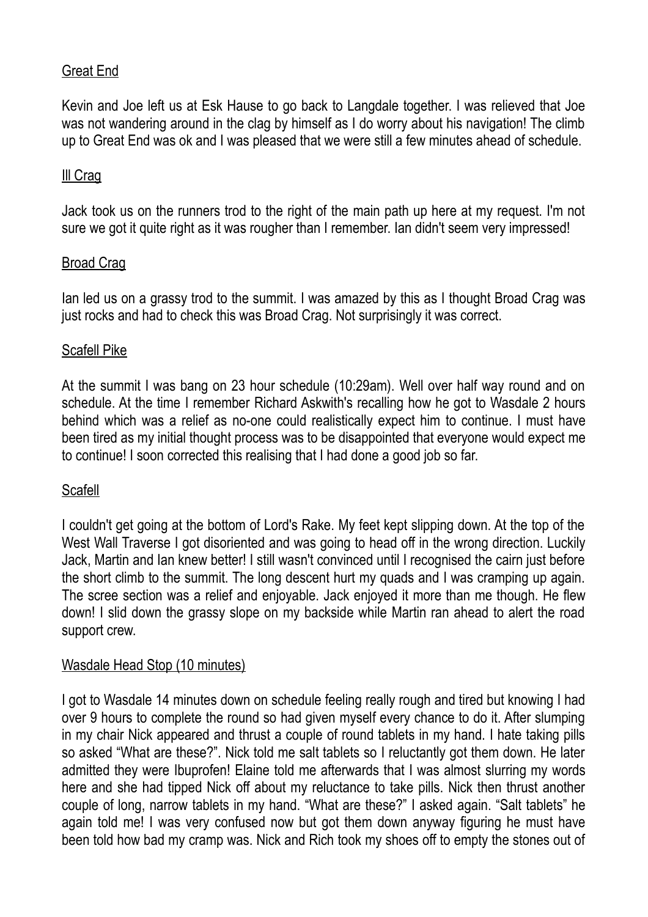## Great End

Kevin and Joe left us at Esk Hause to go back to Langdale together. I was relieved that Joe was not wandering around in the clag by himself as I do worry about his navigation! The climb up to Great End was ok and I was pleased that we were still a few minutes ahead of schedule.

## Ill Crag

Jack took us on the runners trod to the right of the main path up here at my request. I'm not sure we got it quite right as it was rougher than I remember. Ian didn't seem very impressed!

## Broad Crag

Ian led us on a grassy trod to the summit. I was amazed by this as I thought Broad Crag was just rocks and had to check this was Broad Crag. Not surprisingly it was correct.

## Scafell Pike

At the summit I was bang on 23 hour schedule (10:29am). Well over half way round and on schedule. At the time I remember Richard Askwith's recalling how he got to Wasdale 2 hours behind which was a relief as no-one could realistically expect him to continue. I must have been tired as my initial thought process was to be disappointed that everyone would expect me to continue! I soon corrected this realising that I had done a good job so far.

## Scafell

I couldn't get going at the bottom of Lord's Rake. My feet kept slipping down. At the top of the West Wall Traverse I got disoriented and was going to head off in the wrong direction. Luckily Jack, Martin and Ian knew better! I still wasn't convinced until I recognised the cairn just before the short climb to the summit. The long descent hurt my quads and I was cramping up again. The scree section was a relief and enjoyable. Jack enjoyed it more than me though. He flew down! I slid down the grassy slope on my backside while Martin ran ahead to alert the road support crew.

## Wasdale Head Stop (10 minutes)

I got to Wasdale 14 minutes down on schedule feeling really rough and tired but knowing I had over 9 hours to complete the round so had given myself every chance to do it. After slumping in my chair Nick appeared and thrust a couple of round tablets in my hand. I hate taking pills so asked "What are these?". Nick told me salt tablets so I reluctantly got them down. He later admitted they were Ibuprofen! Elaine told me afterwards that I was almost slurring my words here and she had tipped Nick off about my reluctance to take pills. Nick then thrust another couple of long, narrow tablets in my hand. "What are these?" I asked again. "Salt tablets" he again told me! I was very confused now but got them down anyway figuring he must have been told how bad my cramp was. Nick and Rich took my shoes off to empty the stones out of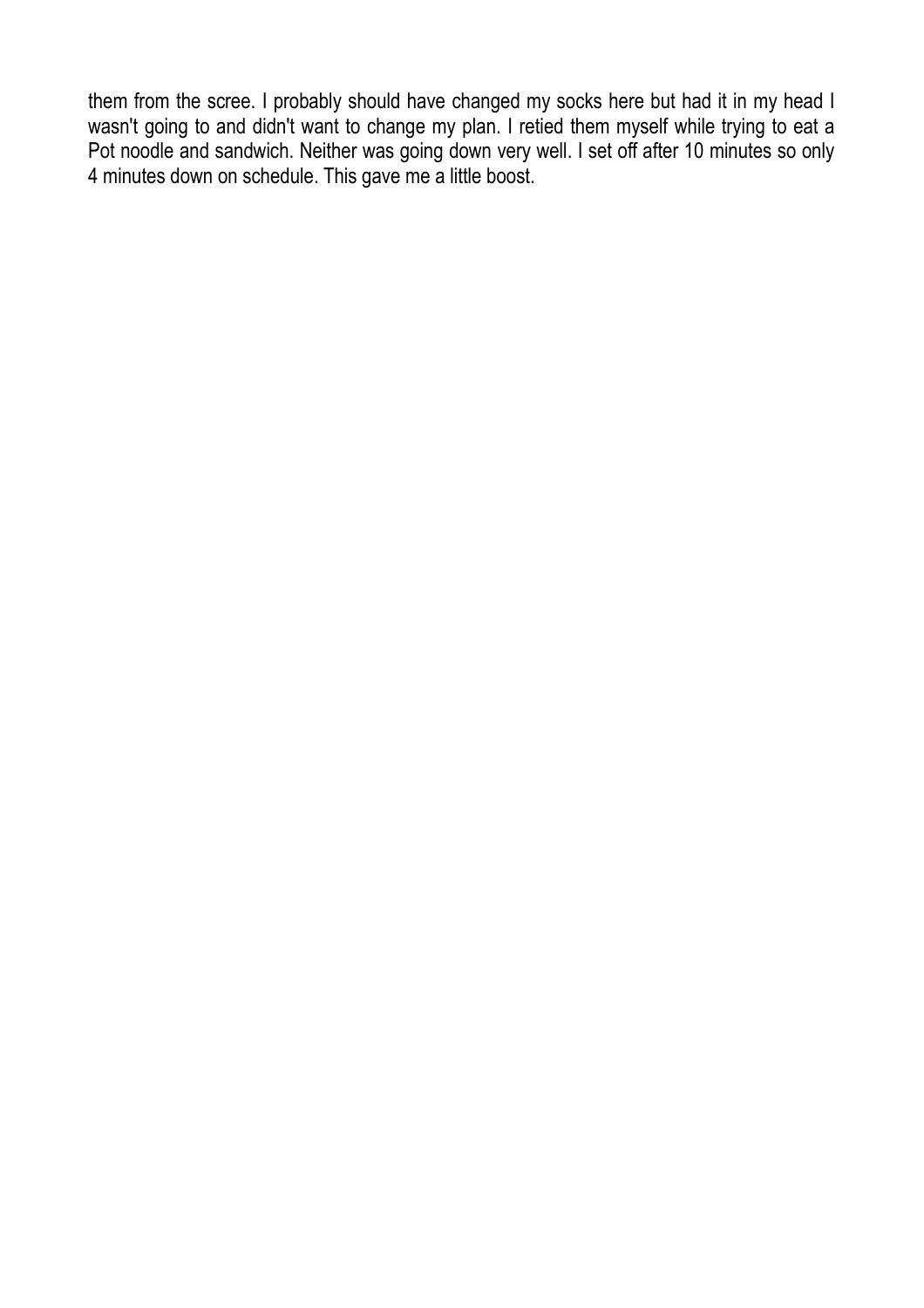them from the scree. I probably should have changed my socks here but had it in my head I wasn't going to and didn't want to change my plan. I retied them myself while trying to eat a Pot noodle and sandwich. Neither was going down very well. I set off after 10 minutes so only 4 minutes down on schedule. This gave me a little boost.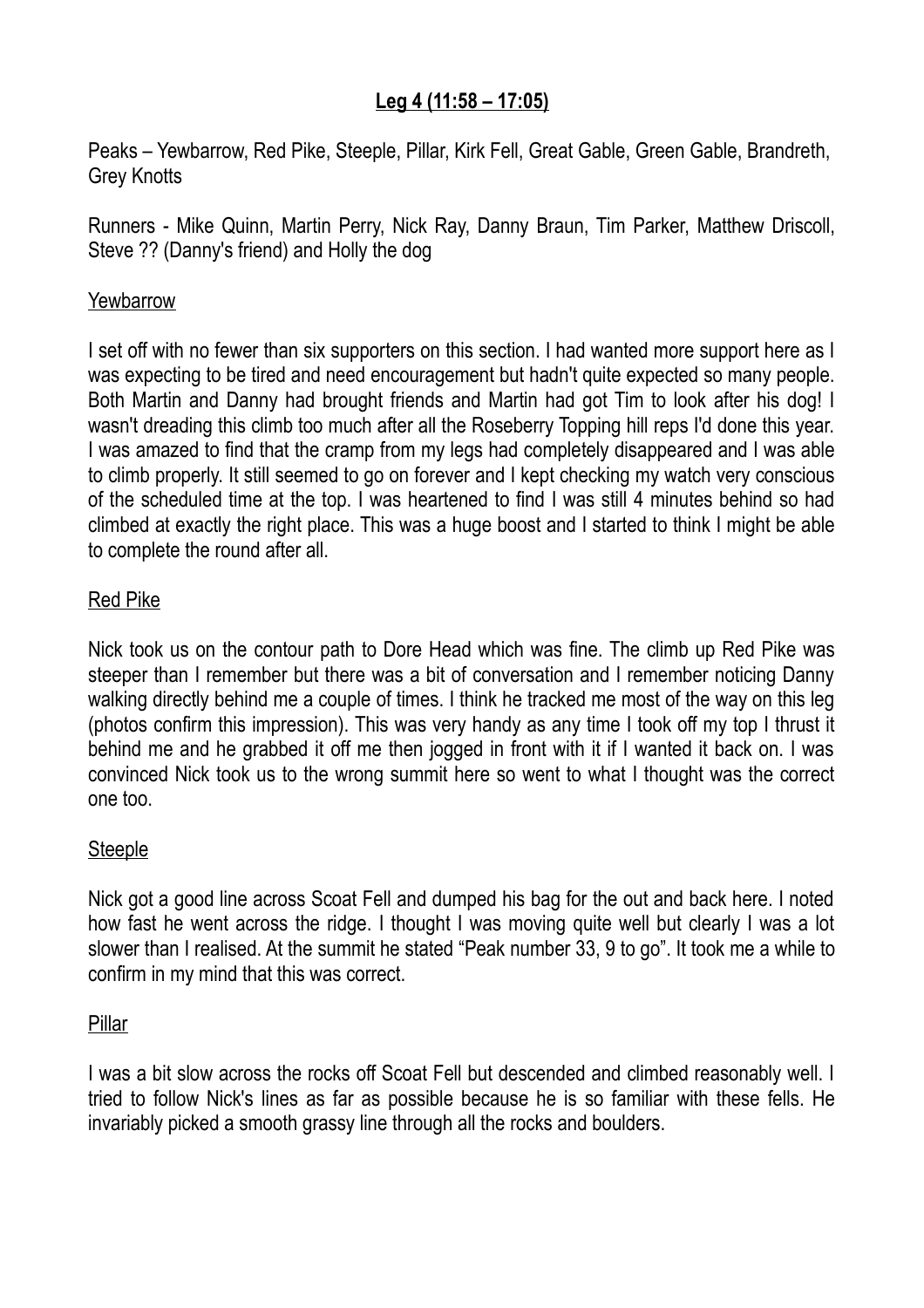## Leg 4 (11:58 – 17:05)

Peaks – Yewbarrow, Red Pike, Steeple, Pillar, Kirk Fell, Great Gable, Green Gable, Brandreth, Grey Knotts

Runners - Mike Quinn, Martin Perry, Nick Ray, Danny Braun, Tim Parker, Matthew Driscoll, Steve ?? (Danny's friend) and Holly the dog

### Yewbarrow

I set off with no fewer than six supporters on this section. I had wanted more support here as I was expecting to be tired and need encouragement but hadn't quite expected so many people. Both Martin and Danny had brought friends and Martin had got Tim to look after his dog! I wasn't dreading this climb too much after all the Roseberry Topping hill reps I'd done this year. I was amazed to find that the cramp from my legs had completely disappeared and I was able to climb properly. It still seemed to go on forever and I kept checking my watch very conscious of the scheduled time at the top. I was heartened to find I was still 4 minutes behind so had climbed at exactly the right place. This was a huge boost and I started to think I might be able to complete the round after all.

### Red Pike

Nick took us on the contour path to Dore Head which was fine. The climb up Red Pike was steeper than I remember but there was a bit of conversation and I remember noticing Danny walking directly behind me a couple of times. I think he tracked me most of the way on this leg (photos confirm this impression). This was very handy as any time I took off my top I thrust it behind me and he grabbed it off me then jogged in front with it if I wanted it back on. I was convinced Nick took us to the wrong summit here so went to what I thought was the correct one too.

### Steeple

Nick got a good line across Scoat Fell and dumped his bag for the out and back here. I noted how fast he went across the ridge. I thought I was moving quite well but clearly I was a lot slower than I realised. At the summit he stated "Peak number 33, 9 to go". It took me a while to confirm in my mind that this was correct.

### Pillar

I was a bit slow across the rocks off Scoat Fell but descended and climbed reasonably well. I tried to follow Nick's lines as far as possible because he is so familiar with these fells. He invariably picked a smooth grassy line through all the rocks and boulders.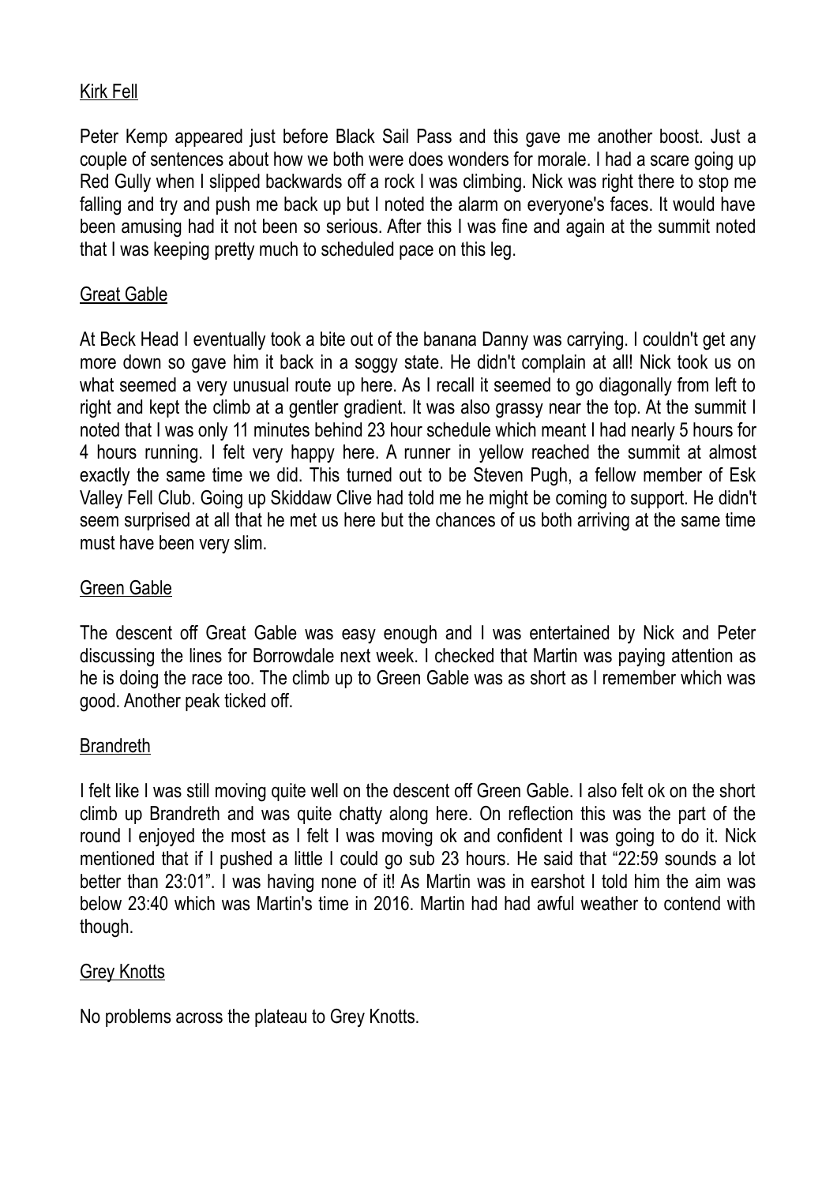## Kirk Fell

Peter Kemp appeared just before Black Sail Pass and this gave me another boost. Just a couple of sentences about how we both were does wonders for morale. I had a scare going up Red Gully when I slipped backwards off a rock I was climbing. Nick was right there to stop me falling and try and push me back up but I noted the alarm on everyone's faces. It would have been amusing had it not been so serious. After this I was fine and again at the summit noted that I was keeping pretty much to scheduled pace on this leg.

## Great Gable

At Beck Head I eventually took a bite out of the banana Danny was carrying. I couldn't get any more down so gave him it back in a soggy state. He didn't complain at all! Nick took us on what seemed a very unusual route up here. As I recall it seemed to go diagonally from left to right and kept the climb at a gentler gradient. It was also grassy near the top. At the summit I noted that I was only 11 minutes behind 23 hour schedule which meant I had nearly 5 hours for 4 hours running. I felt very happy here. A runner in yellow reached the summit at almost exactly the same time we did. This turned out to be Steven Pugh, a fellow member of Esk Valley Fell Club. Going up Skiddaw Clive had told me he might be coming to support. He didn't seem surprised at all that he met us here but the chances of us both arriving at the same time must have been very slim.

## Green Gable

The descent off Great Gable was easy enough and I was entertained by Nick and Peter discussing the lines for Borrowdale next week. I checked that Martin was paying attention as he is doing the race too. The climb up to Green Gable was as short as I remember which was good. Another peak ticked off.

## Brandreth

I felt like I was still moving quite well on the descent off Green Gable. I also felt ok on the short climb up Brandreth and was quite chatty along here. On reflection this was the part of the round I enjoyed the most as I felt I was moving ok and confident I was going to do it. Nick mentioned that if I pushed a little I could go sub 23 hours. He said that "22:59 sounds a lot better than 23:01". I was having none of it! As Martin was in earshot I told him the aim was below 23:40 which was Martin's time in 2016. Martin had had awful weather to contend with though.

## Grey Knotts

No problems across the plateau to Grey Knotts.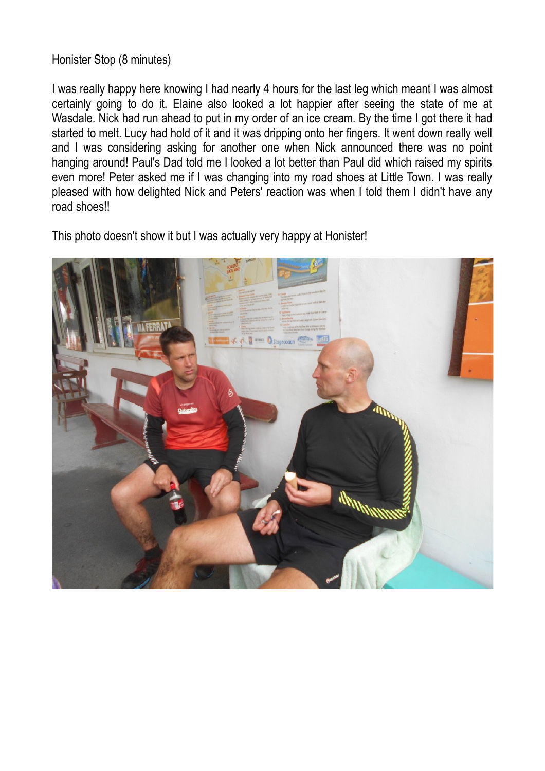<u>Honister Stop (8 minutes)</u>

I was really happy here knowing I had nearly 4 hours for the last leg which meant I was almost certainly going to do it. Elaine also looked a lot happier after seeing the state of me at Wasdale. Nick had run ahead to put in my order of an ice cream. By the time I got there it had started to melt. Lucy had hold of it and it was dripping onto her fingers. It went down really well and I was considering asking for another one when Nick announced there was no point hanging around! Paul's Dad told me I looked a lot better than Paul did which raised my spirits even more! Peter asked me if I was changing into my road shoes at Little Town. I was really pleased with how delighted Nick and Peters' reaction was when I told them I didn't have any road shoes!!

This photo doesn't show it but I was actually very happy at Honister!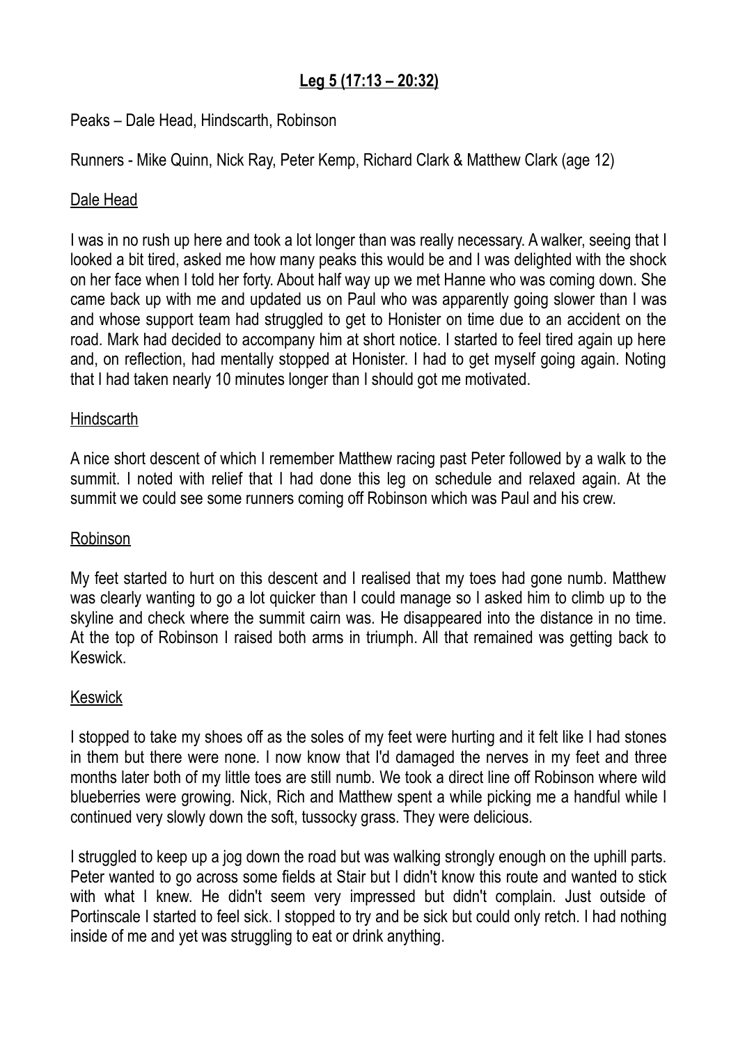## Leg 5 (17:13 – 20:32)

Peaks – Dale Head, Hindscarth, Robinson

Runners - Mike Quinn, Nick Ray, Peter Kemp, Richard Clark & Matthew Clark (age 12)

### Dale Head

I was in no rush up here and took a lot longer than was really necessary. A walker, seeing that I looked a bit tired, asked me how many peaks this would be and I was delighted with the shock on her face when I told her forty. About half way up we met Hanne who was coming down. She came back up with me and updated us on Paul who was apparently going slower than I was and whose support team had struggled to get to Honister on time due to an accident on the road. Mark had decided to accompany him at short notice. I started to feel tired again up here and, on reflection, had mentally stopped at Honister. I had to get myself going again. Noting that I had taken nearly 10 minutes longer than I should got me motivated.

### Hindscarth

A nice short descent of which I remember Matthew racing past Peter followed by a walk to the summit. I noted with relief that I had done this leg on schedule and relaxed again. At the summit we could see some runners coming off Robinson which was Paul and his crew.

### Robinson

My feet started to hurt on this descent and I realised that my toes had gone numb. Matthew was clearly wanting to go a lot quicker than I could manage so I asked him to climb up to the skyline and check where the summit cairn was. He disappeared into the distance in no time. At the top of Robinson I raised both arms in triumph. All that remained was getting back to Keswick.

### Keswick

I stopped to take my shoes off as the soles of my feet were hurting and it felt like I had stones in them but there were none. I now know that I'd damaged the nerves in my feet and three months later both of my little toes are still numb. We took a direct line off Robinson where wild blueberries were growing. Nick, Rich and Matthew spent a while picking me a handful while I continued very slowly down the soft, tussocky grass. They were delicious.

I struggled to keep up a jog down the road but was walking strongly enough on the uphill parts. Peter wanted to go across some fields at Stair but I didn't know this route and wanted to stick with what I knew. He didn't seem very impressed but didn't complain. Just outside of Portinscale I started to feel sick. I stopped to try and be sick but could only retch. I had nothing inside of me and yet was struggling to eat or drink anything.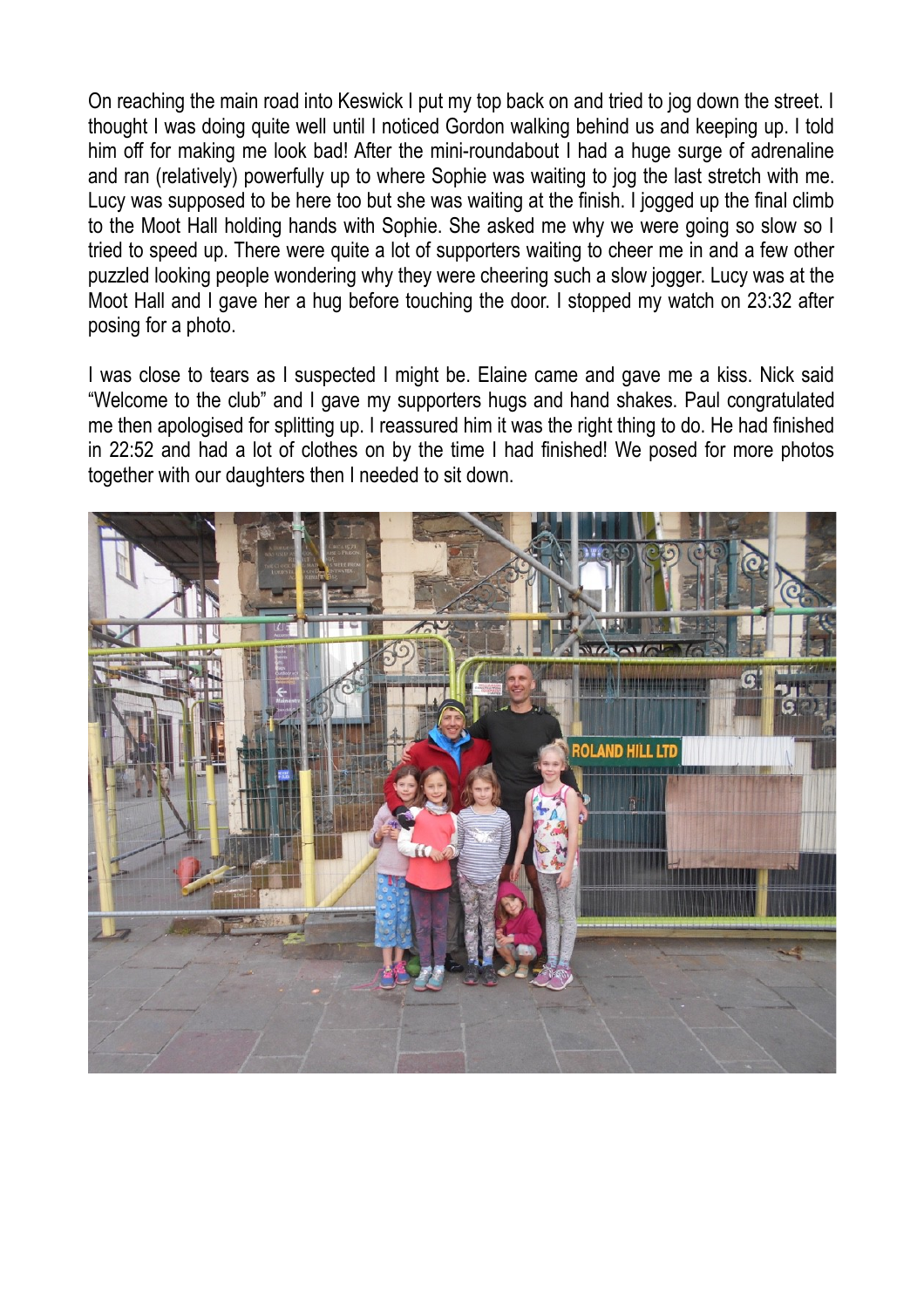On reaching the main road into Keswick I put my top back on and tried to jog down the street. I thought I was doing quite well until I noticed Gordon walking behind us and keeping up. I told him off for making me look bad! After the mini-roundabout I had a huge surge of adrenaline and ran (relatively) powerfully up to where Sophie was waiting to jog the last stretch with me. Lucy was supposed to be here too but she was waiting at the finish. I jogged up the final climb to the Moot Hall holding hands with Sophie. She asked me why we were going so slow so I tried to speed up. There were quite a lot of supporters waiting to cheer me in and a few other puzzled looking people wondering why they were cheering such a slow jogger. Lucy was at the Moot Hall and I gave her a hug before touching the door. I stopped my watch on 23:32 after posing for a photo.

I was close to tears as I suspected I might be. Elaine came and gave me a kiss. Nick said "Welcome to the club" and I gave my supporters hugs and hand shakes. Paul congratulated me then apologised for splitting up. I reassured him it was the right thing to do. He had finished in 22:52 and had a lot of clothes on by the time I had finished! We posed for more photos together with our daughters then I needed to sit down.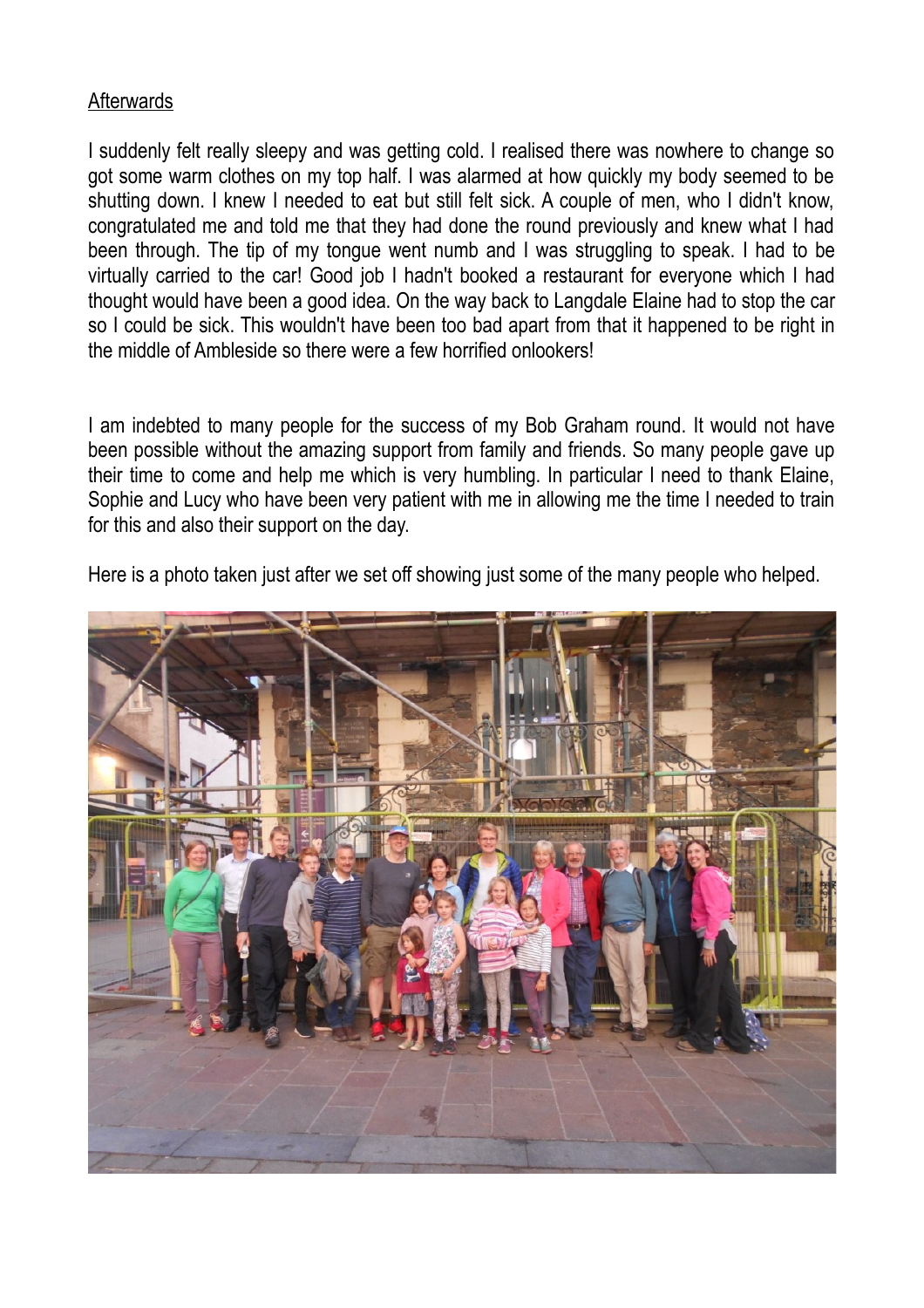Afterwards

I suddenly felt really sleepy and was getting cold. I realised there was nowhere to change so got some warm clothes on my top half. I was alarmed at how quickly my body seemed to be shutting down. I knew I needed to eat but still felt sick. A couple of men, who I didn't know, congratulated me and told me that they had done the round previously and knew what I had been through. The tip of my tongue went numb and I was struggling to speak. I had to be virtually carried to the car! Good job I hadn't booked a restaurant for everyone which I had thought would have been a good idea. On the way back to Langdale Elaine had to stop the car so I could be sick. This wouldn't have been too bad apart from that it happened to be right in the middle of Ambleside so there were a few horrified onlookers!

I am indebted to many people for the success of my Bob Graham round. It would not have been possible without the amazing support from family and friends. So many people gave up their time to come and help me which is very humbling. In particular I need to thank Elaine, Sophie and Lucy who have been very patient with me in allowing me the time I needed to train for this and also their support on the day.

Here is a photo taken just after we set off showing just some of the many people who helped.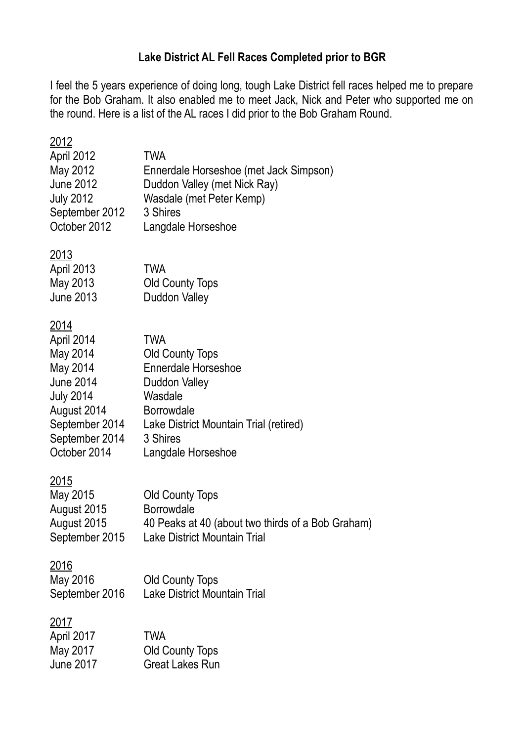**Lake District AL Fell Races Completed prior to BGR**

I feel the 5 years experience of doing long, tough Lake District fell races helped me to prepare for the Bob Graham. It also enabled me to meet Jack, Nick and Peter who supported me on the round. Here is a list of the AL races I did prior to the Bob Graham Round.

2012

| | |
|---|---|
| April 2012 | TWA |
| May 2012 | Ennerdale Horseshoe (met Jack Simpson) |
| June 2012 | Duddon Valley (met Nick Ray) |
| July 2012 | Wasdale (met Peter Kemp) |
| September 2012 | 3 Shires |
| October 2012 | Langdale Horseshoe |

2013

| | |
|---|---|
| April 2013 | TWA |
| May 2013 | Old County Tops |
| June 2013 | Duddon Valley |

2014

| | |
|---|---|
| April 2014 | TWA |
| May 2014 | Old County Tops |
| May 2014 | Ennerdale Horseshoe |
| June 2014 | Duddon Valley |
| July 2014 | Wasdale |
| August 2014 | Borrowdale |
| September 2014 | Lake District Mountain Trial (retired) |
| September 2014 | 3 Shires |
| October 2014 | Langdale Horseshoe |

2015

| | |
|---|---|
| May 2015 | Old County Tops |
| August 2015 | Borrowdale |
| August 2015 | 40 Peaks at 40 (about two thirds of a Bob Graham) |
| September 2015 | Lake District Mountain Trial |

2016

| | |
|---|---|
| May 2016 | Old County Tops |
| September 2016 | Lake District Mountain Trial |

2017

| | |
|---|---|
| April 2017 | TWA |
| May 2017 | Old County Tops |
| June 2017 | Great Lakes Run |